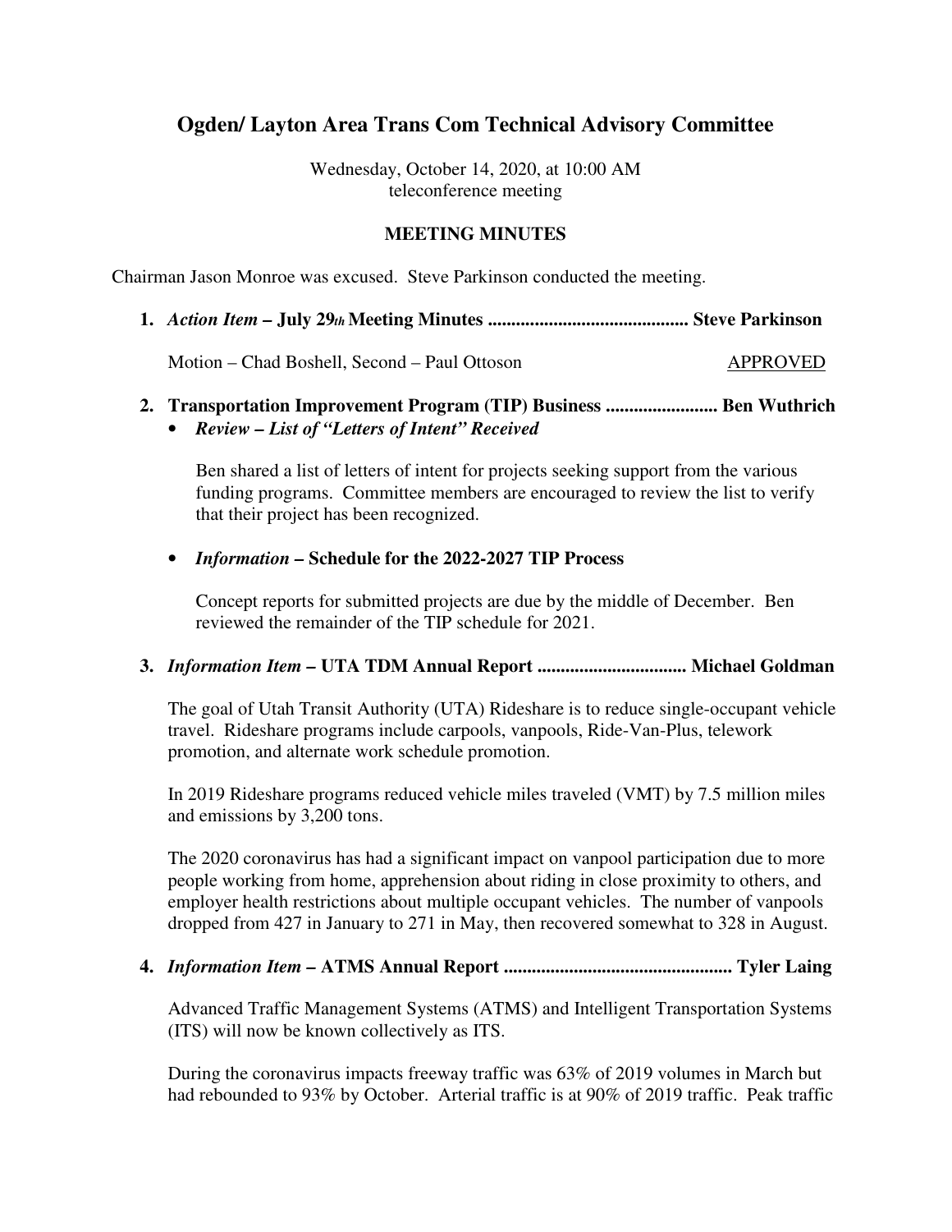# Ogden/ Layton Area Trans Com Technical Advisory Committee

Wednesday, October 14, 2020, at 10:00 AM
teleconference meeting

## MEETING MINUTES

Chairman Jason Monroe was excused. Steve Parkinson conducted the meeting.

1. ***Action Item* – July 29th Meeting Minutes .......................................... Steve Parkinson**

   Motion – Chad Boshell, Second – Paul Ottoson APPROVED

2. **Transportation Improvement Program (TIP) Business ........................ Ben Wuthrich**
   - ***Review – List of "Letters of Intent" Received***

     Ben shared a list of letters of intent for projects seeking support from the various funding programs. Committee members are encouraged to review the list to verify that their project has been recognized.

   - ***Information* – Schedule for the 2022-2027 TIP Process**

     Concept reports for submitted projects are due by the middle of December. Ben reviewed the remainder of the TIP schedule for 2021.

3. ***Information Item* – UTA TDM Annual Report ............................... Michael Goldman**

   The goal of Utah Transit Authority (UTA) Rideshare is to reduce single-occupant vehicle travel. Rideshare programs include carpools, vanpools, Ride-Van-Plus, telework promotion, and alternate work schedule promotion.

   In 2019 Rideshare programs reduced vehicle miles traveled (VMT) by 7.5 million miles and emissions by 3,200 tons.

   The 2020 coronavirus has had a significant impact on vanpool participation due to more people working from home, apprehension about riding in close proximity to others, and employer health restrictions about multiple occupant vehicles. The number of vanpools dropped from 427 in January to 271 in May, then recovered somewhat to 328 in August.

4. ***Information Item* – ATMS Annual Report ................................................ Tyler Laing**

   Advanced Traffic Management Systems (ATMS) and Intelligent Transportation Systems (ITS) will now be known collectively as ITS.

   During the coronavirus impacts freeway traffic was 63% of 2019 volumes in March but had rebounded to 93% by October. Arterial traffic is at 90% of 2019 traffic. Peak traffic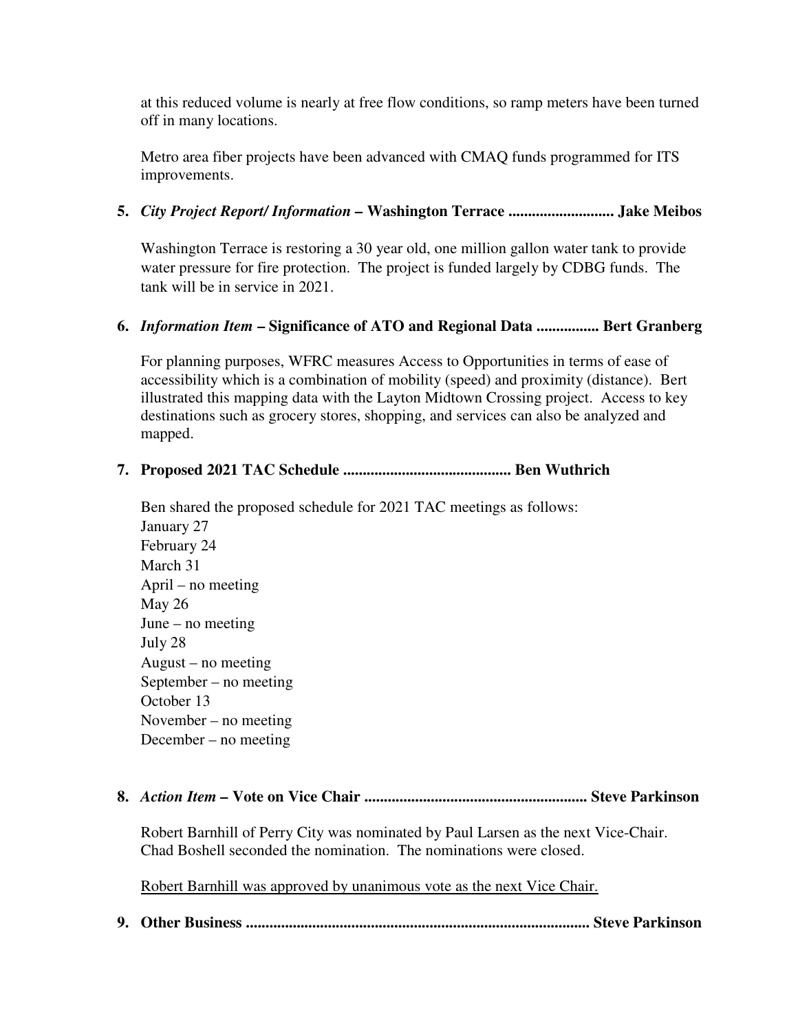at this reduced volume is nearly at free flow conditions, so ramp meters have been turned off in many locations.

Metro area fiber projects have been advanced with CMAQ funds programmed for ITS improvements.

**5.** ***City Project Report/ Information*** **– Washington Terrace .......................... Jake Meibos**

Washington Terrace is restoring a 30 year old, one million gallon water tank to provide water pressure for fire protection. The project is funded largely by CDBG funds. The tank will be in service in 2021.

**6.** ***Information Item*** **– Significance of ATO and Regional Data ................ Bert Granberg**

For planning purposes, WFRC measures Access to Opportunities in terms of ease of accessibility which is a combination of mobility (speed) and proximity (distance). Bert illustrated this mapping data with the Layton Midtown Crossing project. Access to key destinations such as grocery stores, shopping, and services can also be analyzed and mapped.

**7. Proposed 2021 TAC Schedule .......................................... Ben Wuthrich**

Ben shared the proposed schedule for 2021 TAC meetings as follows:
January 27
February 24
March 31
April – no meeting
May 26
June – no meeting
July 28
August – no meeting
September – no meeting
October 13
November – no meeting
December – no meeting

**8.** ***Action Item*** **– Vote on Vice Chair ........................................................ Steve Parkinson**

Robert Barnhill of Perry City was nominated by Paul Larsen as the next Vice-Chair. Chad Boshell seconded the nomination. The nominations were closed.

<u>Robert Barnhill was approved by unanimous vote as the next Vice Chair.</u>

**9. Other Business ....................................................................................... Steve Parkinson**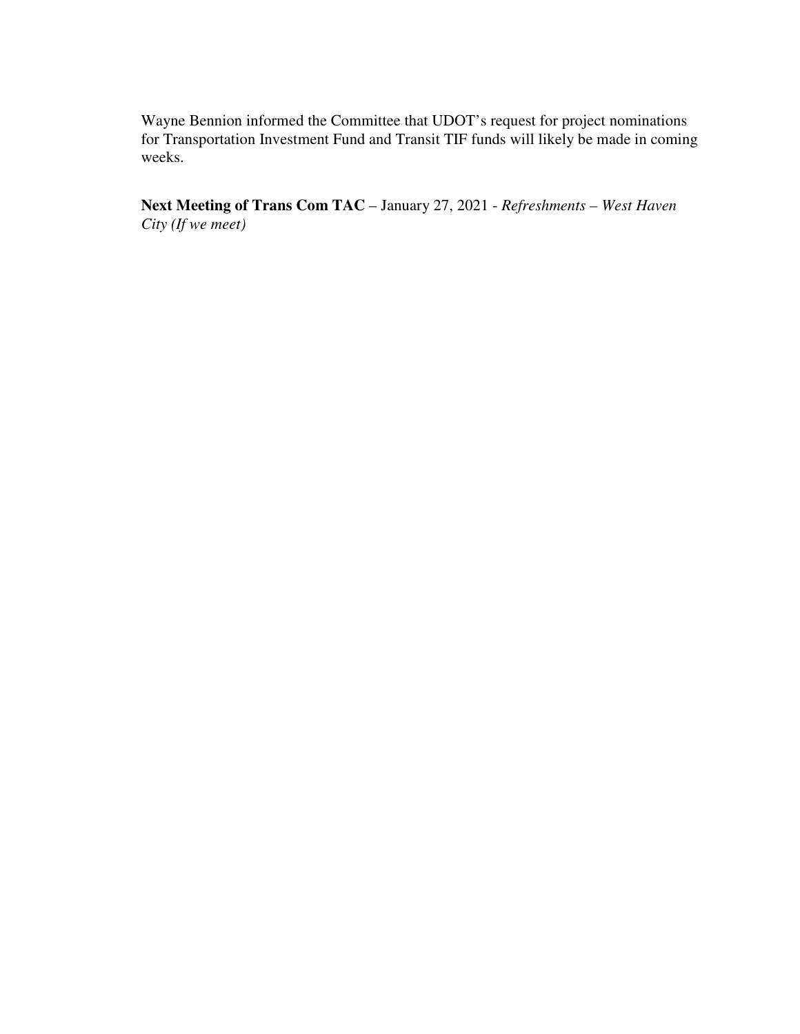Wayne Bennion informed the Committee that UDOT's request for project nominations for Transportation Investment Fund and Transit TIF funds will likely be made in coming weeks.

**Next Meeting of Trans Com TAC** – January 27, 2021 - *Refreshments – West Haven City (If we meet)*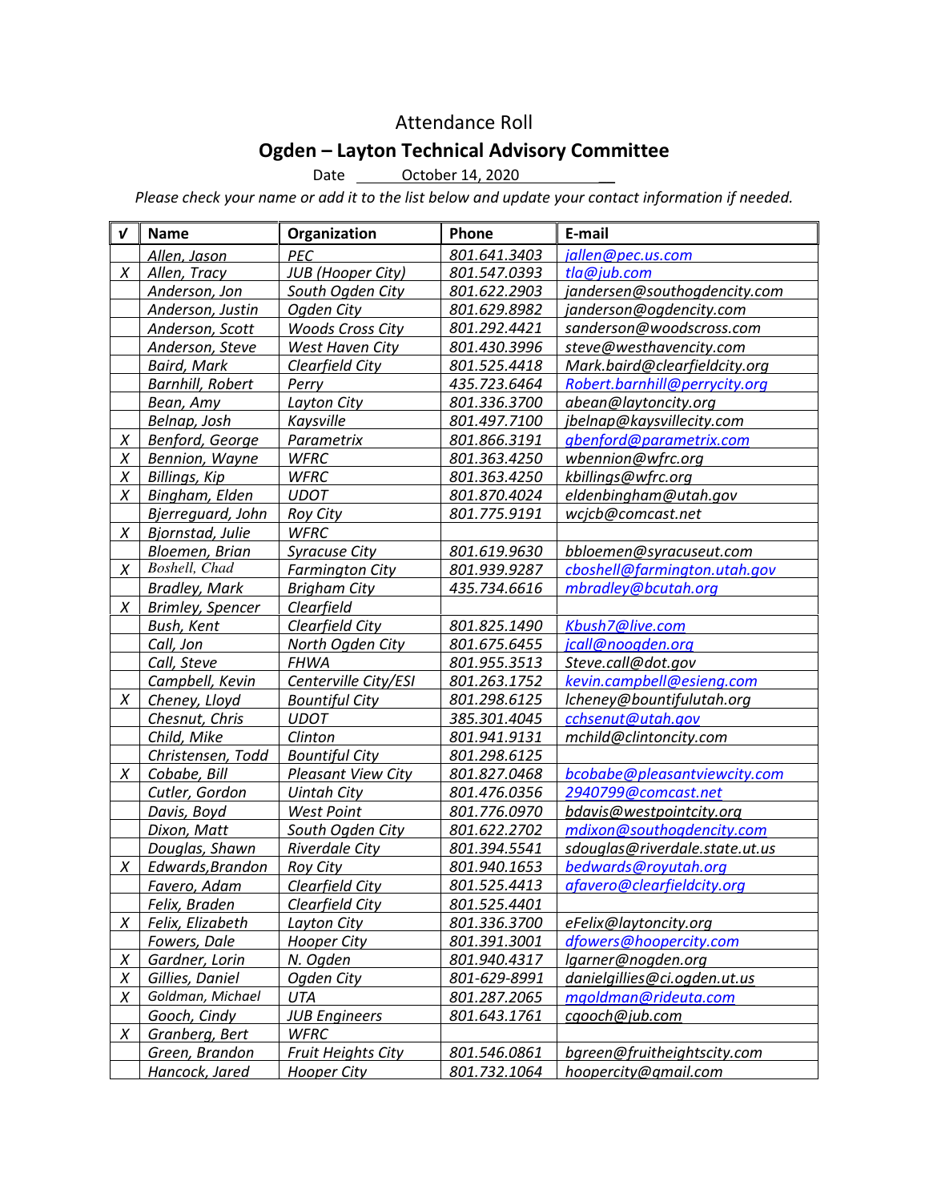# Attendance Roll

## Ogden – Layton Technical Advisory Committee

Date October 14, 2020

*Please check your name or add it to the list below and update your contact information if needed.*

| √ | Name | Organization | Phone | E-mail |
|---|---|---|---|---|
| | Allen, Jason | PEC | 801.641.3403 | jallen@pec.us.com |
| X | Allen, Tracy | JUB (Hooper City) | 801.547.0393 | tla@jub.com |
| | Anderson, Jon | South Ogden City | 801.622.2903 | jandersen@southogdencity.com |
| | Anderson, Justin | Ogden City | 801.629.8982 | janderson@ogdencity.com |
| | Anderson, Scott | Woods Cross City | 801.292.4421 | sanderson@woodscross.com |
| | Anderson, Steve | West Haven City | 801.430.3996 | steve@westhavencity.com |
| | Baird, Mark | Clearfield City | 801.525.4418 | Mark.baird@clearfieldcity.org |
| | Barnhill, Robert | Perry | 435.723.6464 | Robert.barnhill@perrycity.org |
| | Bean, Amy | Layton City | 801.336.3700 | abean@laytoncity.org |
| | Belnap, Josh | Kaysville | 801.497.7100 | jbelnap@kaysvillecity.com |
| X | Benford, George | Parametrix | 801.866.3191 | gbenford@parametrix.com |
| X | Bennion, Wayne | WFRC | 801.363.4250 | wbennion@wfrc.org |
| X | Billings, Kip | WFRC | 801.363.4250 | kbillings@wfrc.org |
| X | Bingham, Elden | UDOT | 801.870.4024 | eldenbingham@utah.gov |
| | Bjerreguard, John | Roy City | 801.775.9191 | wcjcb@comcast.net |
| X | Bjornstad, Julie | WFRC | | |
| | Bloemen, Brian | Syracuse City | 801.619.9630 | bbloemen@syracuseut.com |
| X | Boshell, Chad | Farmington City | 801.939.9287 | cboshell@farmington.utah.gov |
| | Bradley, Mark | Brigham City | 435.734.6616 | mbradley@bcutah.org |
| X | Brimley, Spencer | Clearfield | | |
| | Bush, Kent | Clearfield City | 801.825.1490 | Kbush7@live.com |
| | Call, Jon | North Ogden City | 801.675.6455 | jcall@noogden.org |
| | Call, Steve | FHWA | 801.955.3513 | Steve.call@dot.gov |
| | Campbell, Kevin | Centerville City/ESI | 801.263.1752 | kevin.campbell@esieng.com |
| X | Cheney, Lloyd | Bountiful City | 801.298.6125 | lcheney@bountifulutah.org |
| | Chesnut, Chris | UDOT | 385.301.4045 | cchsenut@utah.gov |
| | Child, Mike | Clinton | 801.941.9131 | mchild@clintoncity.com |
| | Christensen, Todd | Bountiful City | 801.298.6125 | |
| X | Cobabe, Bill | Pleasant View City | 801.827.0468 | bcobabe@pleasantviewcity.com |
| | Cutler, Gordon | Uintah City | 801.476.0356 | 2940799@comcast.net |
| | Davis, Boyd | West Point | 801.776.0970 | bdavis@westpointcity.org |
| | Dixon, Matt | South Ogden City | 801.622.2702 | mdixon@southogdencity.com |
| | Douglas, Shawn | Riverdale City | 801.394.5541 | sdouglas@riverdale.state.ut.us |
| X | Edwards,Brandon | Roy City | 801.940.1653 | bedwards@royutah.org |
| | Favero, Adam | Clearfield City | 801.525.4413 | afavero@clearfieldcity.org |
| | Felix, Braden | Clearfield City | 801.525.4401 | |
| X | Felix, Elizabeth | Layton City | 801.336.3700 | eFelix@laytoncity.org |
| | Fowers, Dale | Hooper City | 801.391.3001 | dfowers@hoopercity.com |
| X | Gardner, Lorin | N. Ogden | 801.940.4317 | lgarner@nogden.org |
| X | Gillies, Daniel | Ogden City | 801-629-8991 | danielgillies@ci.ogden.ut.us |
| X | Goldman, Michael | UTA | 801.287.2065 | mgoldman@rideuta.com |
| | Gooch, Cindy | JUB Engineers | 801.643.1761 | cgooch@jub.com |
| X | Granberg, Bert | WFRC | | |
| | Green, Brandon | Fruit Heights City | 801.546.0861 | bgreen@fruitheightscity.com |
| | Hancock, Jared | Hooper City | 801.732.1064 | hoopercity@gmail.com |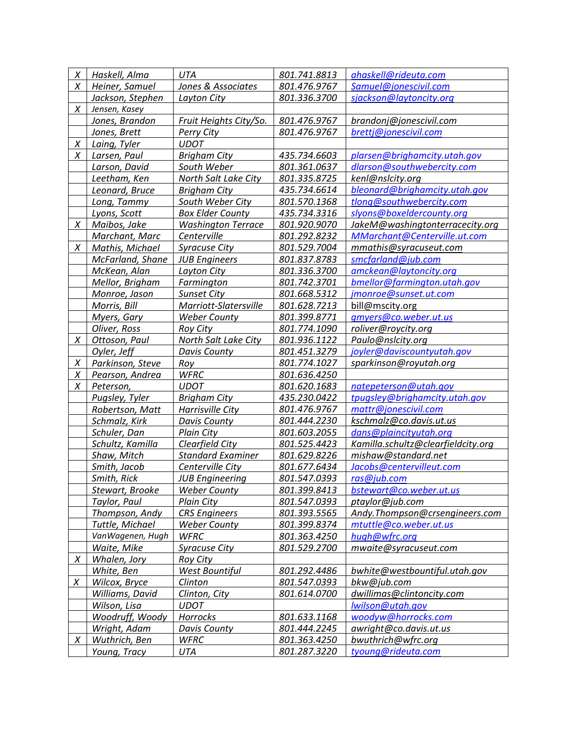| | | | | |
|---|---|---|---|---|
| X | Haskell, Alma | UTA | 801.741.8813 | ahaskell@rideuta.com |
| X | Heiner, Samuel | Jones & Associates | 801.476.9767 | Samuel@jonescivil.com |
| | Jackson, Stephen | Layton City | 801.336.3700 | sjackson@laytoncity.org |
| X | Jensen, Kasey | | | |
| | Jones, Brandon | Fruit Heights City/So. | 801.476.9767 | brandonj@jonescivil.com |
| | Jones, Brett | Perry City | 801.476.9767 | brettj@jonescivil.com |
| X | Laing, Tyler | UDOT | | |
| X | Larsen, Paul | Brigham City | 435.734.6603 | plarsen@brighamcity.utah.gov |
| | Larson, David | South Weber | 801.361.0637 | dlarson@southwebercity.com |
| | Leetham, Ken | North Salt Lake City | 801.335.8725 | kenl@nslcity.org |
| | Leonard, Bruce | Brigham City | 435.734.6614 | bleonard@brighamcity.utah.gov |
| | Long, Tammy | South Weber City | 801.570.1368 | tlong@southwebercity.com |
| | Lyons, Scott | Box Elder County | 435.734.3316 | slyons@boxeldercounty.org |
| X | Maibos, Jake | Washington Terrace | 801.920.9070 | JakeM@washingtonterracecity.org |
| | Marchant, Marc | Centerville | 801.292.8232 | MMarchant@Centerville.ut.com |
| X | Mathis, Michael | Syracuse City | 801.529.7004 | mmathis@syracuseut.com |
| | McFarland, Shane | JUB Engineers | 801.837.8783 | smcfarland@jub.com |
| | McKean, Alan | Layton City | 801.336.3700 | amckean@laytoncity.org |
| | Mellor, Brigham | Farmington | 801.742.3701 | bmellor@farmington.utah.gov |
| | Monroe, Jason | Sunset City | 801.668.5312 | jmonroe@sunset.ut.com |
| | Morris, Bill | Marriott-Slatersville | 801.628.7213 | bill@mscity.org |
| | Myers, Gary | Weber County | 801.399.8771 | gmyers@co.weber.ut.us |
| | Oliver, Ross | Roy City | 801.774.1090 | roliver@roycity.org |
| X | Ottoson, Paul | North Salt Lake City | 801.936.1122 | Paulo@nslcity.org |
| | Oyler, Jeff | Davis County | 801.451.3279 | joyler@daviscountyutah.gov |
| X | Parkinson, Steve | Roy | 801.774.1027 | sparkinson@royutah.org |
| X | Pearson, Andrea | WFRC | 801.636.4250 | |
| X | Peterson, | UDOT | 801.620.1683 | natepeterson@utah.gov |
| | Pugsley, Tyler | Brigham City | 435.230.0422 | tpugsley@brighamcity.utah.gov |
| | Robertson, Matt | Harrisville City | 801.476.9767 | mattr@jonescivil.com |
| | Schmalz, Kirk | Davis County | 801.444.2230 | kschmalz@co.davis.ut.us |
| | Schuler, Dan | Plain City | 801.603.2055 | dans@plaincityutah.org |
| | Schultz, Kamilla | Clearfield City | 801.525.4423 | Kamilla.schultz@clearfieldcity.org |
| | Shaw, Mitch | Standard Examiner | 801.629.8226 | mishaw@standard.net |
| | Smith, Jacob | Centerville City | 801.677.6434 | Jacobs@centervilleut.com |
| | Smith, Rick | JUB Engineering | 801.547.0393 | ras@jub.com |
| | Stewart, Brooke | Weber County | 801.399.8413 | bstewart@co.weber.ut.us |
| | Taylor, Paul | Plain City | 801.547.0393 | ptaylor@jub.com |
| | Thompson, Andy | CRS Engineers | 801.393.5565 | Andy.Thompson@crsengineers.com |
| | Tuttle, Michael | Weber County | 801.399.8374 | mtuttle@co.weber.ut.us |
| | VanWagenen, Hugh | WFRC | 801.363.4250 | hugh@wfrc.org |
| | Waite, Mike | Syracuse City | 801.529.2700 | mwaite@syracuseut.com |
| X | Whalen, Jory | Roy City | | |
| | White, Ben | West Bountiful | 801.292.4486 | bwhite@westbountiful.utah.gov |
| X | Wilcox, Bryce | Clinton | 801.547.0393 | bkw@jub.com |
| | Williams, David | Clinton, City | 801.614.0700 | dwillimas@clintoncity.com |
| | Wilson, Lisa | UDOT | | lwilson@utah.gov |
| | Woodruff, Woody | Horrocks | 801.633.1168 | woodyw@horrocks.com |
| | Wright, Adam | Davis County | 801.444.2245 | awright@co.davis.ut.us |
| X | Wuthrich, Ben | WFRC | 801.363.4250 | bwuthrich@wfrc.org |
| | Young, Tracy | UTA | 801.287.3220 | tyoung@rideuta.com |